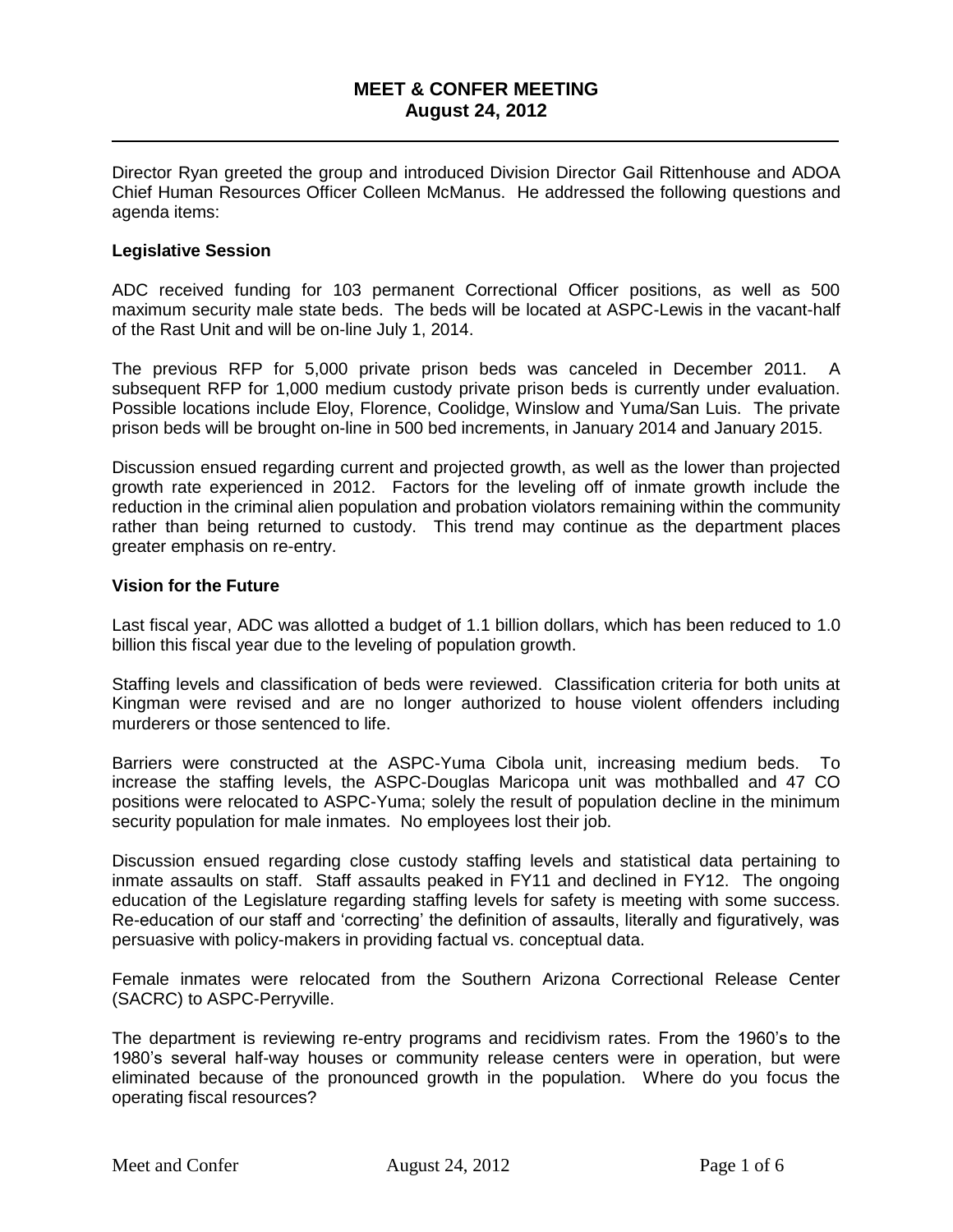# MEET & CONFER MEETING
## August 24, 2012

Director Ryan greeted the group and introduced Division Director Gail Rittenhouse and ADOA Chief Human Resources Officer Colleen McManus. He addressed the following questions and agenda items:

**Legislative Session**

ADC received funding for 103 permanent Correctional Officer positions, as well as 500 maximum security male state beds. The beds will be located at ASPC-Lewis in the vacant-half of the Rast Unit and will be on-line July 1, 2014.

The previous RFP for 5,000 private prison beds was canceled in December 2011. A subsequent RFP for 1,000 medium custody private prison beds is currently under evaluation. Possible locations include Eloy, Florence, Coolidge, Winslow and Yuma/San Luis. The private prison beds will be brought on-line in 500 bed increments, in January 2014 and January 2015.

Discussion ensued regarding current and projected growth, as well as the lower than projected growth rate experienced in 2012. Factors for the leveling off of inmate growth include the reduction in the criminal alien population and probation violators remaining within the community rather than being returned to custody. This trend may continue as the department places greater emphasis on re-entry.

**Vision for the Future**

Last fiscal year, ADC was allotted a budget of 1.1 billion dollars, which has been reduced to 1.0 billion this fiscal year due to the leveling of population growth.

Staffing levels and classification of beds were reviewed. Classification criteria for both units at Kingman were revised and are no longer authorized to house violent offenders including murderers or those sentenced to life.

Barriers were constructed at the ASPC-Yuma Cibola unit, increasing medium beds. To increase the staffing levels, the ASPC-Douglas Maricopa unit was mothballed and 47 CO positions were relocated to ASPC-Yuma; solely the result of population decline in the minimum security population for male inmates. No employees lost their job.

Discussion ensued regarding close custody staffing levels and statistical data pertaining to inmate assaults on staff. Staff assaults peaked in FY11 and declined in FY12. The ongoing education of the Legislature regarding staffing levels for safety is meeting with some success. Re-education of our staff and 'correcting' the definition of assaults, literally and figuratively, was persuasive with policy-makers in providing factual vs. conceptual data.

Female inmates were relocated from the Southern Arizona Correctional Release Center (SACRC) to ASPC-Perryville.

The department is reviewing re-entry programs and recidivism rates. From the 1960's to the 1980's several half-way houses or community release centers were in operation, but were eliminated because of the pronounced growth in the population. Where do you focus the operating fiscal resources?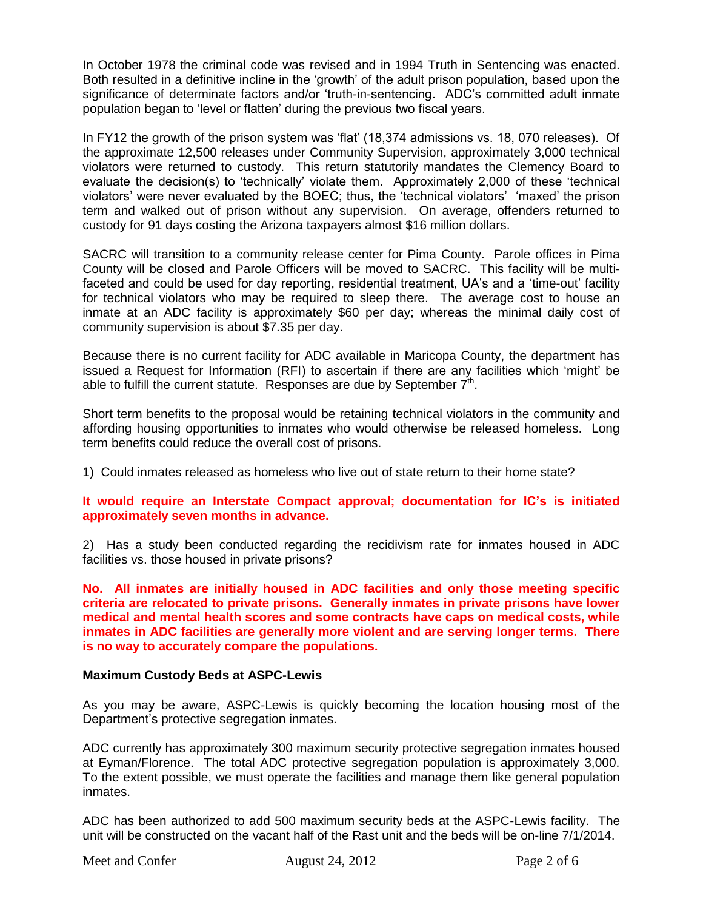In October 1978 the criminal code was revised and in 1994 Truth in Sentencing was enacted. Both resulted in a definitive incline in the 'growth' of the adult prison population, based upon the significance of determinate factors and/or 'truth-in-sentencing. ADC's committed adult inmate population began to 'level or flatten' during the previous two fiscal years.

In FY12 the growth of the prison system was 'flat' (18,374 admissions vs. 18, 070 releases). Of the approximate 12,500 releases under Community Supervision, approximately 3,000 technical violators were returned to custody. This return statutorily mandates the Clemency Board to evaluate the decision(s) to 'technically' violate them. Approximately 2,000 of these 'technical violators' were never evaluated by the BOEC; thus, the 'technical violators' 'maxed' the prison term and walked out of prison without any supervision. On average, offenders returned to custody for 91 days costing the Arizona taxpayers almost $16 million dollars.

SACRC will transition to a community release center for Pima County. Parole offices in Pima County will be closed and Parole Officers will be moved to SACRC. This facility will be multi-faceted and could be used for day reporting, residential treatment, UA's and a 'time-out' facility for technical violators who may be required to sleep there. The average cost to house an inmate at an ADC facility is approximately $60 per day; whereas the minimal daily cost of community supervision is about $7.35 per day.

Because there is no current facility for ADC available in Maricopa County, the department has issued a Request for Information (RFI) to ascertain if there are any facilities which 'might' be able to fulfill the current statute. Responses are due by September 7th.

Short term benefits to the proposal would be retaining technical violators in the community and affording housing opportunities to inmates who would otherwise be released homeless. Long term benefits could reduce the overall cost of prisons.

1) Could inmates released as homeless who live out of state return to their home state?

**It would require an Interstate Compact approval; documentation for IC's is initiated approximately seven months in advance.**

2) Has a study been conducted regarding the recidivism rate for inmates housed in ADC facilities vs. those housed in private prisons?

**No. All inmates are initially housed in ADC facilities and only those meeting specific criteria are relocated to private prisons. Generally inmates in private prisons have lower medical and mental health scores and some contracts have caps on medical costs, while inmates in ADC facilities are generally more violent and are serving longer terms. There is no way to accurately compare the populations.**

**Maximum Custody Beds at ASPC-Lewis**

As you may be aware, ASPC-Lewis is quickly becoming the location housing most of the Department's protective segregation inmates.

ADC currently has approximately 300 maximum security protective segregation inmates housed at Eyman/Florence. The total ADC protective segregation population is approximately 3,000. To the extent possible, we must operate the facilities and manage them like general population inmates.

ADC has been authorized to add 500 maximum security beds at the ASPC-Lewis facility. The unit will be constructed on the vacant half of the Rast unit and the beds will be on-line 7/1/2014.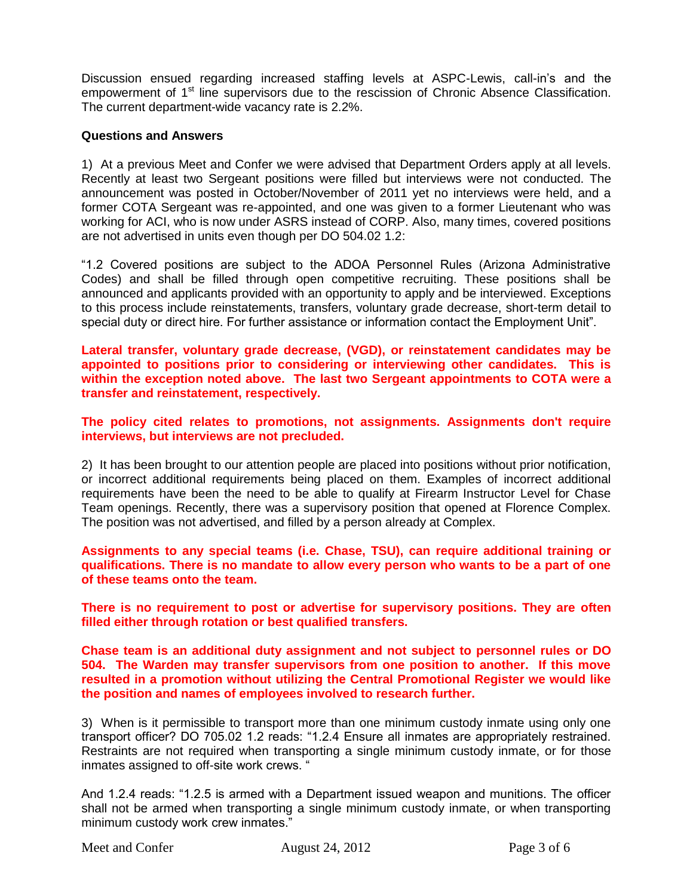Discussion ensued regarding increased staffing levels at ASPC-Lewis, call-in's and the empowerment of 1[st] line supervisors due to the rescission of Chronic Absence Classification. The current department-wide vacancy rate is 2.2%.

**Questions and Answers**

1) At a previous Meet and Confer we were advised that Department Orders apply at all levels. Recently at least two Sergeant positions were filled but interviews were not conducted. The announcement was posted in October/November of 2011 yet no interviews were held, and a former COTA Sergeant was re-appointed, and one was given to a former Lieutenant who was working for ACI, who is now under ASRS instead of CORP. Also, many times, covered positions are not advertised in units even though per DO 504.02 1.2:

"1.2 Covered positions are subject to the ADOA Personnel Rules (Arizona Administrative Codes) and shall be filled through open competitive recruiting. These positions shall be announced and applicants provided with an opportunity to apply and be interviewed. Exceptions to this process include reinstatements, transfers, voluntary grade decrease, short-term detail to special duty or direct hire. For further assistance or information contact the Employment Unit".

**Lateral transfer, voluntary grade decrease, (VGD), or reinstatement candidates may be appointed to positions prior to considering or interviewing other candidates. This is within the exception noted above. The last two Sergeant appointments to COTA were a transfer and reinstatement, respectively.**

**The policy cited relates to promotions, not assignments. Assignments don't require interviews, but interviews are not precluded.**

2) It has been brought to our attention people are placed into positions without prior notification, or incorrect additional requirements being placed on them. Examples of incorrect additional requirements have been the need to be able to qualify at Firearm Instructor Level for Chase Team openings. Recently, there was a supervisory position that opened at Florence Complex. The position was not advertised, and filled by a person already at Complex.

**Assignments to any special teams (i.e. Chase, TSU), can require additional training or qualifications. There is no mandate to allow every person who wants to be a part of one of these teams onto the team.**

**There is no requirement to post or advertise for supervisory positions. They are often filled either through rotation or best qualified transfers.**

**Chase team is an additional duty assignment and not subject to personnel rules or DO 504. The Warden may transfer supervisors from one position to another. If this move resulted in a promotion without utilizing the Central Promotional Register we would like the position and names of employees involved to research further.**

3) When is it permissible to transport more than one minimum custody inmate using only one transport officer? DO 705.02 1.2 reads: "1.2.4 Ensure all inmates are appropriately restrained. Restraints are not required when transporting a single minimum custody inmate, or for those inmates assigned to off-site work crews. "

And 1.2.4 reads: "1.2.5 is armed with a Department issued weapon and munitions. The officer shall not be armed when transporting a single minimum custody inmate, or when transporting minimum custody work crew inmates."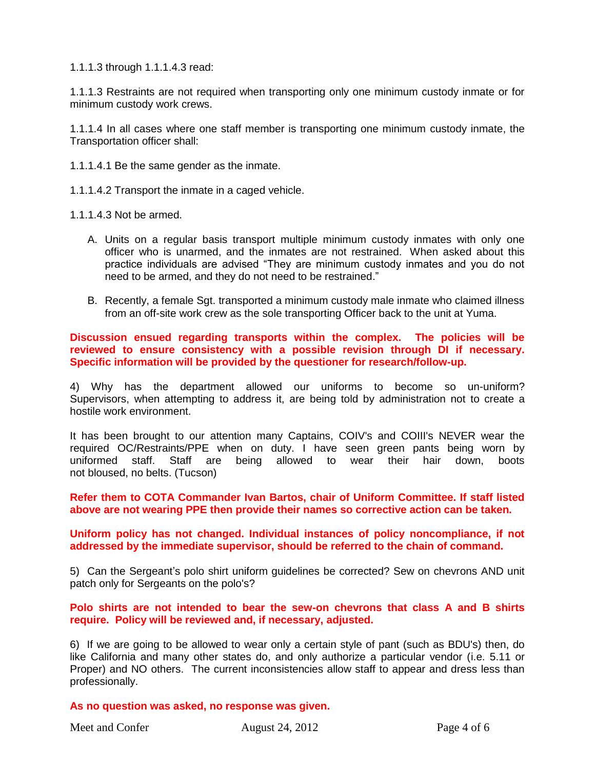1.1.1.3 through 1.1.1.4.3 read:

1.1.1.3 Restraints are not required when transporting only one minimum custody inmate or for minimum custody work crews.

1.1.1.4 In all cases where one staff member is transporting one minimum custody inmate, the Transportation officer shall:

1.1.1.4.1 Be the same gender as the inmate.

1.1.1.4.2 Transport the inmate in a caged vehicle.

1.1.1.4.3 Not be armed.

A. Units on a regular basis transport multiple minimum custody inmates with only one officer who is unarmed, and the inmates are not restrained. When asked about this practice individuals are advised "They are minimum custody inmates and you do not need to be armed, and they do not need to be restrained."

B. Recently, a female Sgt. transported a minimum custody male inmate who claimed illness from an off-site work crew as the sole transporting Officer back to the unit at Yuma.

**Discussion ensued regarding transports within the complex. The policies will be reviewed to ensure consistency with a possible revision through DI if necessary. Specific information will be provided by the questioner for research/follow-up.**

4) Why has the department allowed our uniforms to become so un-uniform? Supervisors, when attempting to address it, are being told by administration not to create a hostile work environment.

It has been brought to our attention many Captains, COIV's and COIII's NEVER wear the required OC/Restraints/PPE when on duty. I have seen green pants being worn by uniformed staff. Staff are being allowed to wear their hair down, boots not bloused, no belts. (Tucson)

**Refer them to COTA Commander Ivan Bartos, chair of Uniform Committee. If staff listed above are not wearing PPE then provide their names so corrective action can be taken.**

**Uniform policy has not changed. Individual instances of policy noncompliance, if not addressed by the immediate supervisor, should be referred to the chain of command.**

5) Can the Sergeant's polo shirt uniform guidelines be corrected? Sew on chevrons AND unit patch only for Sergeants on the polo's?

**Polo shirts are not intended to bear the sew-on chevrons that class A and B shirts require. Policy will be reviewed and, if necessary, adjusted.**

6) If we are going to be allowed to wear only a certain style of pant (such as BDU's) then, do like California and many other states do, and only authorize a particular vendor (i.e. 5.11 or Proper) and NO others. The current inconsistencies allow staff to appear and dress less than professionally.

**As no question was asked, no response was given.**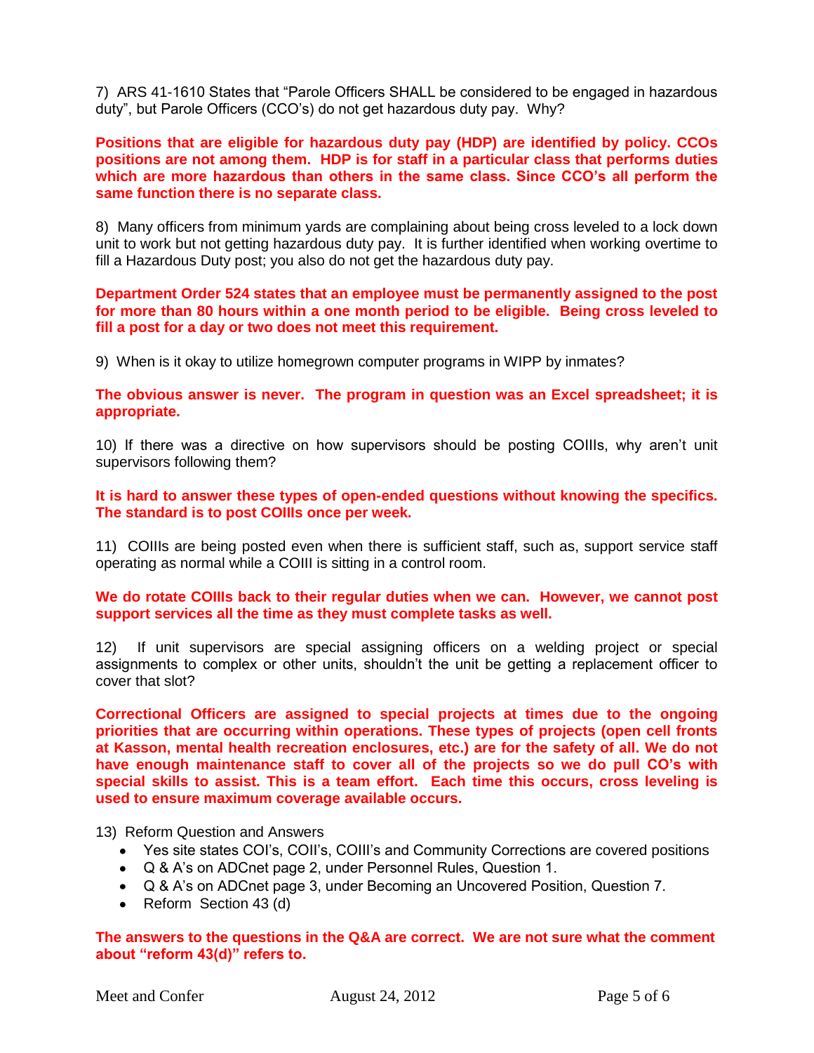7) ARS 41-1610 States that "Parole Officers SHALL be considered to be engaged in hazardous duty", but Parole Officers (CCO's) do not get hazardous duty pay. Why?

**Positions that are eligible for hazardous duty pay (HDP) are identified by policy. CCOs positions are not among them. HDP is for staff in a particular class that performs duties which are more hazardous than others in the same class. Since CCO's all perform the same function there is no separate class.**

8) Many officers from minimum yards are complaining about being cross leveled to a lock down unit to work but not getting hazardous duty pay. It is further identified when working overtime to fill a Hazardous Duty post; you also do not get the hazardous duty pay.

**Department Order 524 states that an employee must be permanently assigned to the post for more than 80 hours within a one month period to be eligible. Being cross leveled to fill a post for a day or two does not meet this requirement.**

9) When is it okay to utilize homegrown computer programs in WIPP by inmates?

**The obvious answer is never. The program in question was an Excel spreadsheet; it is appropriate.**

10) If there was a directive on how supervisors should be posting COIIIs, why aren't unit supervisors following them?

**It is hard to answer these types of open-ended questions without knowing the specifics. The standard is to post COIIIs once per week.**

11) COIIIs are being posted even when there is sufficient staff, such as, support service staff operating as normal while a COIII is sitting in a control room.

**We do rotate COIIIs back to their regular duties when we can. However, we cannot post support services all the time as they must complete tasks as well.**

12) If unit supervisors are special assigning officers on a welding project or special assignments to complex or other units, shouldn't the unit be getting a replacement officer to cover that slot?

**Correctional Officers are assigned to special projects at times due to the ongoing priorities that are occurring within operations. These types of projects (open cell fronts at Kasson, mental health recreation enclosures, etc.) are for the safety of all. We do not have enough maintenance staff to cover all of the projects so we do pull CO's with special skills to assist. This is a team effort. Each time this occurs, cross leveling is used to ensure maximum coverage available occurs.**

13) Reform Question and Answers

- Yes site states COI's, COII's, COIII's and Community Corrections are covered positions
- Q & A's on ADCnet page 2, under Personnel Rules, Question 1.
- Q & A's on ADCnet page 3, under Becoming an Uncovered Position, Question 7.
- Reform Section 43 (d)

**The answers to the questions in the Q&A are correct. We are not sure what the comment about "reform 43(d)" refers to.**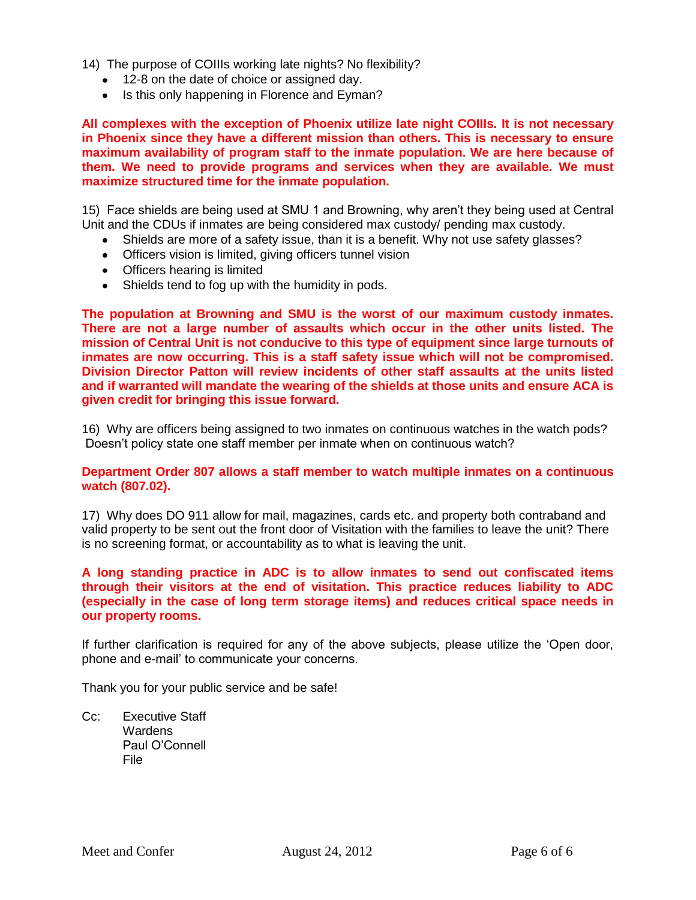14) The purpose of COIIIs working late nights? No flexibility?

- 12-8 on the date of choice or assigned day.
- Is this only happening in Florence and Eyman?

**All complexes with the exception of Phoenix utilize late night COIIIs. It is not necessary in Phoenix since they have a different mission than others. This is necessary to ensure maximum availability of program staff to the inmate population. We are here because of them. We need to provide programs and services when they are available. We must maximize structured time for the inmate population.**

15) Face shields are being used at SMU 1 and Browning, why aren't they being used at Central Unit and the CDUs if inmates are being considered max custody/ pending max custody.

- Shields are more of a safety issue, than it is a benefit. Why not use safety glasses?
- Officers vision is limited, giving officers tunnel vision
- Officers hearing is limited
- Shields tend to fog up with the humidity in pods.

**The population at Browning and SMU is the worst of our maximum custody inmates. There are not a large number of assaults which occur in the other units listed. The mission of Central Unit is not conducive to this type of equipment since large turnouts of inmates are now occurring. This is a staff safety issue which will not be compromised. Division Director Patton will review incidents of other staff assaults at the units listed and if warranted will mandate the wearing of the shields at those units and ensure ACA is given credit for bringing this issue forward.**

16) Why are officers being assigned to two inmates on continuous watches in the watch pods? Doesn't policy state one staff member per inmate when on continuous watch?

**Department Order 807 allows a staff member to watch multiple inmates on a continuous watch (807.02).**

17) Why does DO 911 allow for mail, magazines, cards etc. and property both contraband and valid property to be sent out the front door of Visitation with the families to leave the unit? There is no screening format, or accountability as to what is leaving the unit.

**A long standing practice in ADC is to allow inmates to send out confiscated items through their visitors at the end of visitation. This practice reduces liability to ADC (especially in the case of long term storage items) and reduces critical space needs in our property rooms.**

If further clarification is required for any of the above subjects, please utilize the 'Open door, phone and e-mail' to communicate your concerns.

Thank you for your public service and be safe!

Cc: Executive Staff
Wardens
Paul O'Connell
File